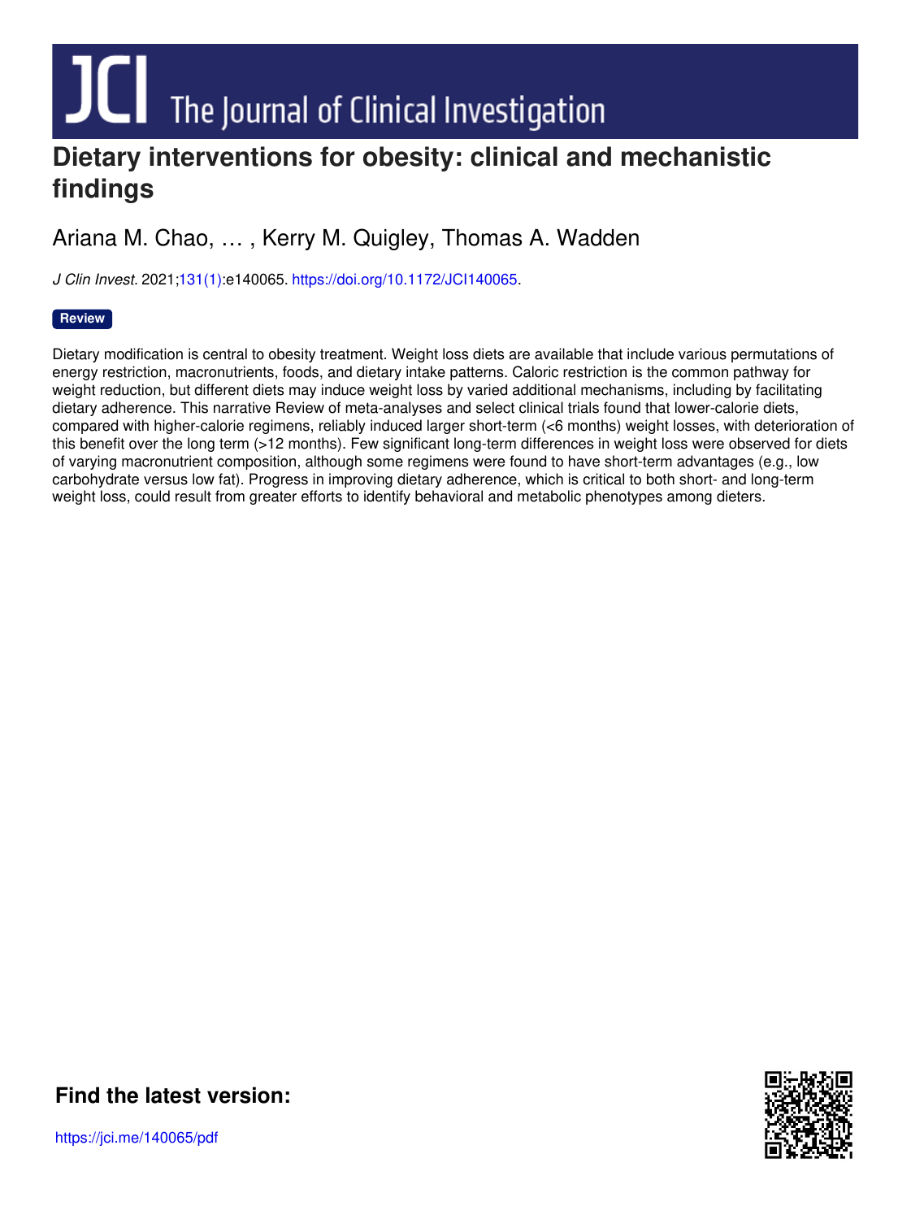# Dietary interventions for obesity: clinical and mechanistic findings

Ariana M. Chao, … , Kerry M. Quigley, Thomas A. Wadden

*J Clin Invest.* 2021;131(1):e140065. https://doi.org/10.1172/JCI140065.

**Review**

Dietary modification is central to obesity treatment. Weight loss diets are available that include various permutations of energy restriction, macronutrients, foods, and dietary intake patterns. Caloric restriction is the common pathway for weight reduction, but different diets may induce weight loss by varied additional mechanisms, including by facilitating dietary adherence. This narrative Review of meta-analyses and select clinical trials found that lower-calorie diets, compared with higher-calorie regimens, reliably induced larger short-term (<6 months) weight losses, with deterioration of this benefit over the long term (>12 months). Few significant long-term differences in weight loss were observed for diets of varying macronutrient composition, although some regimens were found to have short-term advantages (e.g., low carbohydrate versus low fat). Progress in improving dietary adherence, which is critical to both short- and long-term weight loss, could result from greater efforts to identify behavioral and metabolic phenotypes among dieters.

**Find the latest version:**

https://jci.me/140065/pdf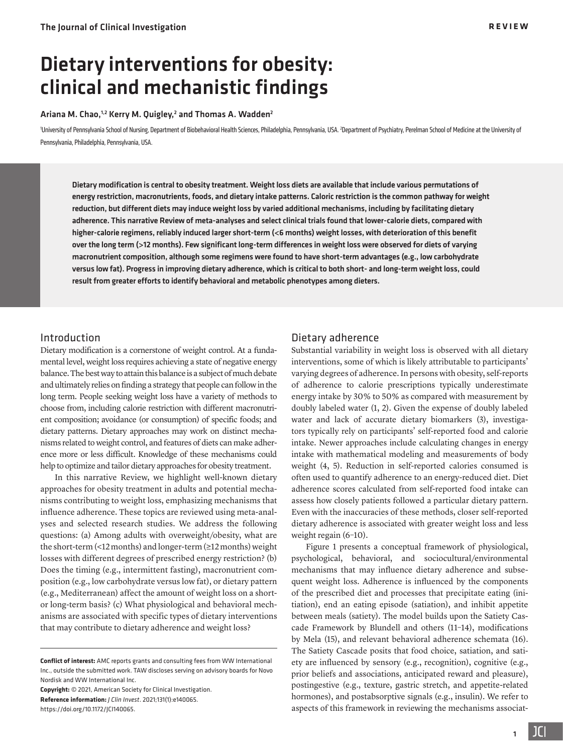# Dietary interventions for obesity: clinical and mechanistic findings

**Ariana M. Chao,[1,2] Kerry M. Quigley,[2] and Thomas A. Wadden[2]**

[1]University of Pennsylvania School of Nursing, Department of Biobehavioral Health Sciences, Philadelphia, Pennsylvania, USA. [2]Department of Psychiatry, Perelman School of Medicine at the University of Pennsylvania, Philadelphia, Pennsylvania, USA.

**Dietary modification is central to obesity treatment. Weight loss diets are available that include various permutations of energy restriction, macronutrients, foods, and dietary intake patterns. Caloric restriction is the common pathway for weight reduction, but different diets may induce weight loss by varied additional mechanisms, including by facilitating dietary adherence. This narrative Review of meta-analyses and select clinical trials found that lower-calorie diets, compared with higher-calorie regimens, reliably induced larger short-term (<6 months) weight losses, with deterioration of this benefit over the long term (>12 months). Few significant long-term differences in weight loss were observed for diets of varying macronutrient composition, although some regimens were found to have short-term advantages (e.g., low carbohydrate versus low fat). Progress in improving dietary adherence, which is critical to both short- and long-term weight loss, could result from greater efforts to identify behavioral and metabolic phenotypes among dieters.**

## Introduction

Dietary modification is a cornerstone of weight control. At a fundamental level, weight loss requires achieving a state of negative energy balance. The best way to attain this balance is a subject of much debate and ultimately relies on finding a strategy that people can follow in the long term. People seeking weight loss have a variety of methods to choose from, including calorie restriction with different macronutrient composition; avoidance (or consumption) of specific foods; and dietary patterns. Dietary approaches may work on distinct mechanisms related to weight control, and features of diets can make adherence more or less difficult. Knowledge of these mechanisms could help to optimize and tailor dietary approaches for obesity treatment.

In this narrative Review, we highlight well-known dietary approaches for obesity treatment in adults and potential mechanisms contributing to weight loss, emphasizing mechanisms that influence adherence. These topics are reviewed using meta-analyses and selected research studies. We address the following questions: (a) Among adults with overweight/obesity, what are the short-term (<12 months) and longer-term (≥12 months) weight losses with different degrees of prescribed energy restriction? (b) Does the timing (e.g., intermittent fasting), macronutrient composition (e.g., low carbohydrate versus low fat), or dietary pattern (e.g., Mediterranean) affect the amount of weight loss on a short- or long-term basis? (c) What physiological and behavioral mechanisms are associated with specific types of dietary interventions that may contribute to dietary adherence and weight loss?

**Conflict of interest:** AMC reports grants and consulting fees from WW International Inc., outside the submitted work. TAW discloses serving on advisory boards for Novo Nordisk and WW International Inc.

**Copyright:** © 2021, American Society for Clinical Investigation.

**Reference information:** *J Clin Invest*. 2021;131(1):e140065. https://doi.org/10.1172/JCI140065.

## Dietary adherence

Substantial variability in weight loss is observed with all dietary interventions, some of which is likely attributable to participants' varying degrees of adherence. In persons with obesity, self-reports of adherence to calorie prescriptions typically underestimate energy intake by 30% to 50% as compared with measurement by doubly labeled water (1, 2). Given the expense of doubly labeled water and lack of accurate dietary biomarkers (3), investigators typically rely on participants' self-reported food and calorie intake. Newer approaches include calculating changes in energy intake with mathematical modeling and measurements of body weight (4, 5). Reduction in self-reported calories consumed is often used to quantify adherence to an energy-reduced diet. Diet adherence scores calculated from self-reported food intake can assess how closely patients followed a particular dietary pattern. Even with the inaccuracies of these methods, closer self-reported dietary adherence is associated with greater weight loss and less weight regain (6–10).

Figure 1 presents a conceptual framework of physiological, psychological, behavioral, and sociocultural/environmental mechanisms that may influence dietary adherence and subsequent weight loss. Adherence is influenced by the components of the prescribed diet and processes that precipitate eating (initiation), end an eating episode (satiation), and inhibit appetite between meals (satiety). The model builds upon the Satiety Cascade Framework by Blundell and others (11–14), modifications by Mela (15), and relevant behavioral adherence schemata (16). The Satiety Cascade posits that food choice, satiation, and satiety are influenced by sensory (e.g., recognition), cognitive (e.g., prior beliefs and associations, anticipated reward and pleasure), postingestive (e.g., texture, gastric stretch, and appetite-related hormones), and postabsorptive signals (e.g., insulin). We refer to aspects of this framework in reviewing the mechanisms associat-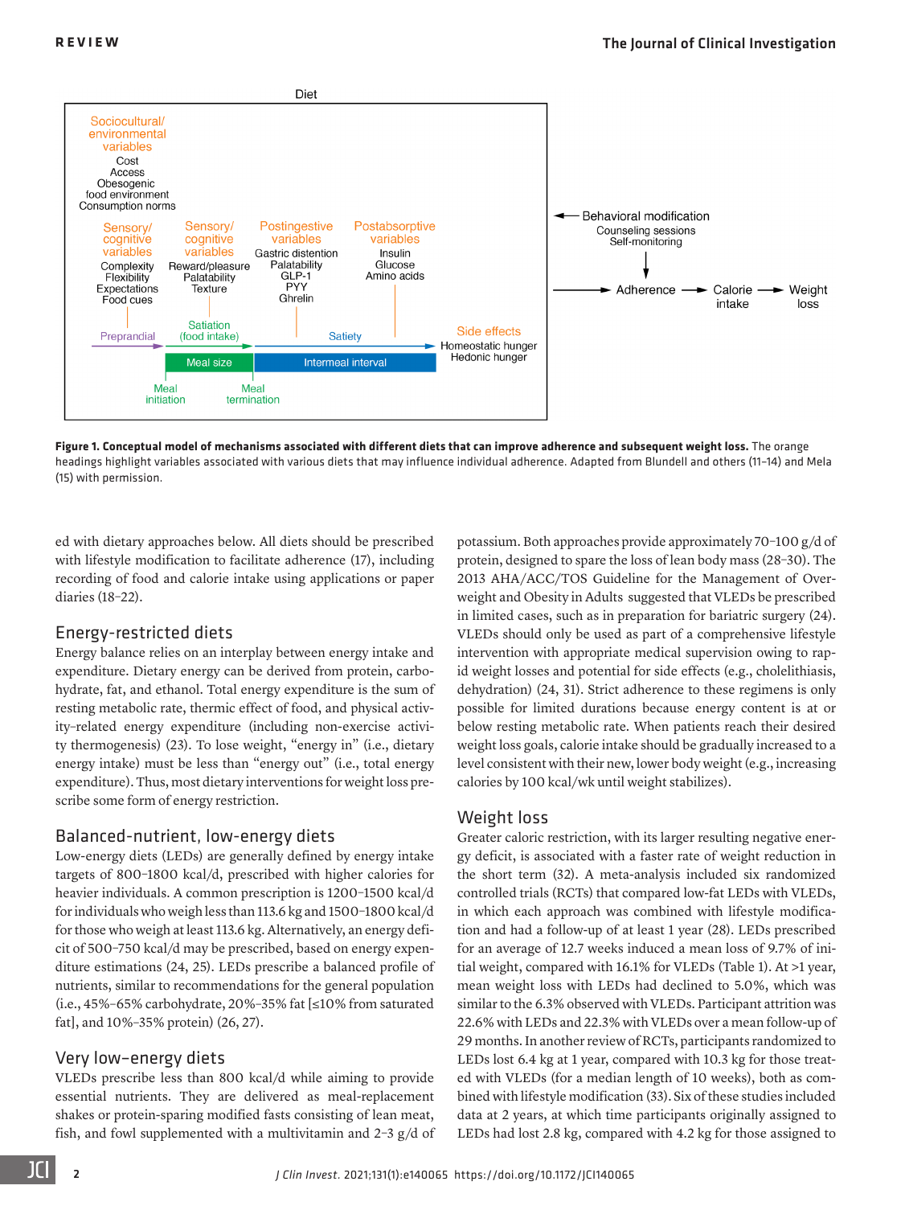**Figure 1. Conceptual model of mechanisms associated with different diets that can improve adherence and subsequent weight loss.** The orange headings highlight variables associated with various diets that may influence individual adherence. Adapted from Blundell and others (11–14) and Mela (15) with permission.

ed with dietary approaches below. All diets should be prescribed with lifestyle modification to facilitate adherence (17), including recording of food and calorie intake using applications or paper diaries (18–22).

## Energy-restricted diets

Energy balance relies on an interplay between energy intake and expenditure. Dietary energy can be derived from protein, carbohydrate, fat, and ethanol. Total energy expenditure is the sum of resting metabolic rate, thermic effect of food, and physical activity–related energy expenditure (including non-exercise activity thermogenesis) (23). To lose weight, "energy in" (i.e., dietary energy intake) must be less than "energy out" (i.e., total energy expenditure). Thus, most dietary interventions for weight loss prescribe some form of energy restriction.

## Balanced-nutrient, low-energy diets

Low-energy diets (LEDs) are generally defined by energy intake targets of 800–1800 kcal/d, prescribed with higher calories for heavier individuals. A common prescription is 1200–1500 kcal/d for individuals who weigh less than 113.6 kg and 1500–1800 kcal/d for those who weigh at least 113.6 kg. Alternatively, an energy deficit of 500–750 kcal/d may be prescribed, based on energy expenditure estimations (24, 25). LEDs prescribe a balanced profile of nutrients, similar to recommendations for the general population (i.e., 45%–65% carbohydrate, 20%–35% fat [≤10% from saturated fat], and 10%–35% protein) (26, 27).

## Very low–energy diets

VLEDs prescribe less than 800 kcal/d while aiming to provide essential nutrients. They are delivered as meal-replacement shakes or protein-sparing modified fasts consisting of lean meat, fish, and fowl supplemented with a multivitamin and 2–3 g/d of potassium. Both approaches provide approximately 70–100 g/d of protein, designed to spare the loss of lean body mass (28–30). The 2013 AHA/ACC/TOS Guideline for the Management of Overweight and Obesity in Adults suggested that VLEDs be prescribed in limited cases, such as in preparation for bariatric surgery (24). VLEDs should only be used as part of a comprehensive lifestyle intervention with appropriate medical supervision owing to rapid weight losses and potential for side effects (e.g., cholelithiasis, dehydration) (24, 31). Strict adherence to these regimens is only possible for limited durations because energy content is at or below resting metabolic rate. When patients reach their desired weight loss goals, calorie intake should be gradually increased to a level consistent with their new, lower body weight (e.g., increasing calories by 100 kcal/wk until weight stabilizes).

## Weight loss

Greater caloric restriction, with its larger resulting negative energy deficit, is associated with a faster rate of weight reduction in the short term (32). A meta-analysis included six randomized controlled trials (RCTs) that compared low-fat LEDs with VLEDs, in which each approach was combined with lifestyle modification and had a follow-up of at least 1 year (28). LEDs prescribed for an average of 12.7 weeks induced a mean loss of 9.7% of initial weight, compared with 16.1% for VLEDs (Table 1). At >1 year, mean weight loss with LEDs had declined to 5.0%, which was similar to the 6.3% observed with VLEDs. Participant attrition was 22.6% with LEDs and 22.3% with VLEDs over a mean follow-up of 29 months. In another review of RCTs, participants randomized to LEDs lost 6.4 kg at 1 year, compared with 10.3 kg for those treated with VLEDs (for a median length of 10 weeks), both as combined with lifestyle modification (33). Six of these studies included data at 2 years, at which time participants originally assigned to LEDs had lost 2.8 kg, compared with 4.2 kg for those assigned to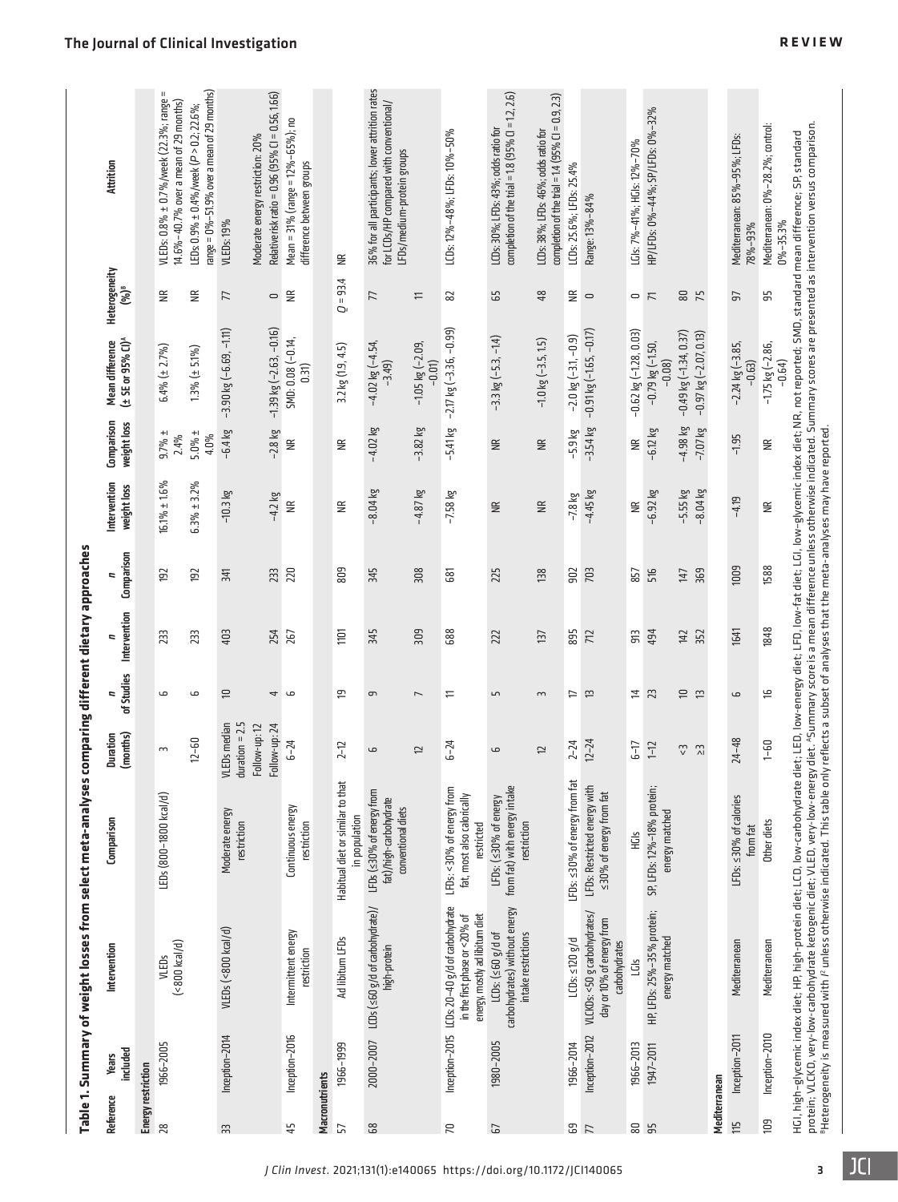**Table 1. Summary of weight losses from select meta-analyses comparing different dietary approaches**

| Reference | Years included | Intervention | Comparison | Duration (months) | n of Studies | n Intervention | n Comparison | Intervention weight loss | Comparison weight loss | Mean difference (± SE or 95% CI)[A] | Heterogeneity (%)[B] | Attrition |
|---|---|---|---|---|---|---|---|---|---|---|---|---|
| **Energy restriction** | | | | | | | | | | | | |
| 28 | 1966–2005 | VLEDs (<800 kcal/d) | LEDs (800–1800 kcal/d) | 3 | 6 | 233 | 192 | 16.1% ± 1.6% | 9.7% ± 2.4% | 6.4% (± 2.7%) | NR | VLEDs: 0.8% ± 0.7%/week (22.3%; range = 14.6%–40.7% over a mean of 29 months) |
| | | | | 12–60 | 6 | 233 | 192 | 6.3% ± 3.2% | 5.0% ± 4.0% | 1.3% (± 5.1%) | NR | LEDs 0.9% ± 0.4%/week (P > 0.2; 22.6%; range = 0%–51.9% over a mean of 29 months) |
| 33 | Inception–2014 | VLEDs (<800 kcal/d) | Moderate energy restriction | VLEDs median duration = 2.5 Follow-up: 12 | 10 | 403 | 341 | –10.3 kg | –6.4 kg | –3.90 kg (–6.69, –1.11) | 77 | VLEDs: 19% |
| | | | | Follow-up: 24 | 4 | 254 | 233 | –4.2 kg | –2.8 kg | –1.39 kg (–2.63, –0.16) | 0 | Moderate energy restriction: 20% Relative risk ratio = 0.96 (95% CI = 0.56, 1.66) |
| 45 | Inception–2016 | Intermittent energy restriction | Continuous energy restriction | 6–24 | 6 | 267 | 220 | NR | NR | SMD: 0.08 (–0.14, 0.31) | NR | Mean = 31% (range = 12%–65%); no difference between groups |
| **Macronutrients** | | | | | | | | | | | | |
| 57 | 1966–1999 | Ad libitum LFDs | Habitual diet or similar to that in population | 2–12 | 19 | 1101 | 809 | NR | NR | 3.2 kg (1.9, 4.5) | Q = 93.4 | NR |
| 68 | 2000–2007 | LCDs (≤60 g/d of carbohydrate)/high-protein | LFDs (≤30% of energy from fat)/high-carbohydrate conventional diets | 6 | 9 | 345 | 345 | –8.04 kg | –4.02 kg | –4.02 kg (–4.54, –3.49) | 77 | 36% for all participants; lower attrition rates for LCDs/HP compared with conventional/LFDs/medium-protein groups |
| | | | | 12 | 7 | 309 | 308 | –4.87 kg | –3.82 kg | –1.05 kg (–2.09, –0.01) | 11 | |
| 70 | Inception–2015 | LCDs: 20–40 g/d of carbohydrate in the first phase or <20% of energy, mostly ad libitum diet | LFDs: <30% of energy from fat, most also calorically restricted | 6–24 | 11 | 688 | 681 | –7.58 kg | –5.41 kg | –2.17 kg (–3.36, –0.99) | 82 | LCDs: 12%–48%; LFDs: 10%–50% |
| 67 | 1980–2005 | LCDs: (≤60 g/d of carbohydrates) without energy intake restrictions | LFDs: (≤30% of energy from fat) with energy intake restriction | 6 | 5 | 222 | 225 | NR | NR | –3.3 kg (–5.3, –1.4) | 65 | LCDs: 30%; LFDs: 43%; odds ratio for completion of the trial = 1.8 (95% CI = 1.2, 2.6) |
| | | | | 12 | 3 | 137 | 138 | NR | NR | –1.0 kg (–3.5, 1.5) | 48 | LCDs: 38%; LFDs: 46%; odds ratio for completion of the trial = 1.4 (95% CI = 0.9, 2.3) |
| 69 | 1966–2014 | LCDs: ≤120 g/d | LFDs: ≤30% of energy from fat | 2–24 | 17 | 895 | 902 | –7.8 kg | –5.9 kg | –2.0 kg (–3.1, –0.9) | NR | LCDs: 25.6%; LFDs: 25.4% |
| 77 | Inception–2012 | VLCKDs: <50 g carbohydrates/day or 10% of energy from carbohydrates | LFDs: Restricted energy with ≤30% of energy from fat | 12–24 | 13 | 712 | 703 | –4.45 kg | –3.54 kg | –0.91 kg (–1.65, –0.17) | 0 | Range: 13%–84% |
| 80 | 1966–2013 | LGIs | HGIs | 6–17 | 14 | 913 | 857 | NR | NR | –0.62 kg (–1.28, 0.03) | 0 | LGIs: 7%–41%; HGIs: 12%–70% |
| 95 | 1947–2011 | HP, LFDs: 25%–35% protein; energy matched | SP, LFDs: 12%–18% protein; energy matched | 1–12 | 23 | 494 | 516 | –6.92 kg | –6.12 kg | –0.79 kg (–1.50, –0.08) | 71 | HP/LFDs: 0%–44%; SP/LFDs: 0%–32% |
| | | | | <3 | 10 | 142 | 147 | –5.55 kg | –4.98 kg | –0.49 kg (–1.34, 0.37) | 80 | |
| | | | | ≥3 | 13 | 352 | 369 | –8.04 kg | –7.07 kg | –0.97 kg (–2.07, 0.13) | 75 | |
| **Mediterranean** | | | | | | | | | | | | |
| 115 | Inception–2011 | Mediterranean | LFDs: ≤30% of calories from fat | 24–48 | 6 | 1641 | 1009 | –4.19 | –1.95 | –2.24 kg (–3.85, –0.63) | 97 | Mediterranean: 85%–95%; LFDs: 78%–93% |
| 109 | Inception–2010 | Mediterranean | Other diets | 1–60 | 16 | 1848 | 1588 | NR | NR | –1.75 kg (–2.86, –0.64) | 95 | Mediterranean: 0%–28.2%; control: 0%–35.3% |

HGI, high–glycemic index diet; HP, high-protein diet; LCD, low-carbohydrate diet; LED, low-energy diet; LFD, low-fat diet; LGI, low–glycemic index diet; NR, not reported; SMD, standard mean difference; SP, standard protein; VLCKD, very-low-carbohydrate ketogenic diet; VLED, very-low-energy diet. [A]Summary score is a mean difference unless otherwise indicated. Summary scores are presented as intervention versus comparison. [B]Heterogeneity is measured with $I^2$ unless otherwise indicated. This table only reflects a subset of analyses that the meta-analyses may have reported.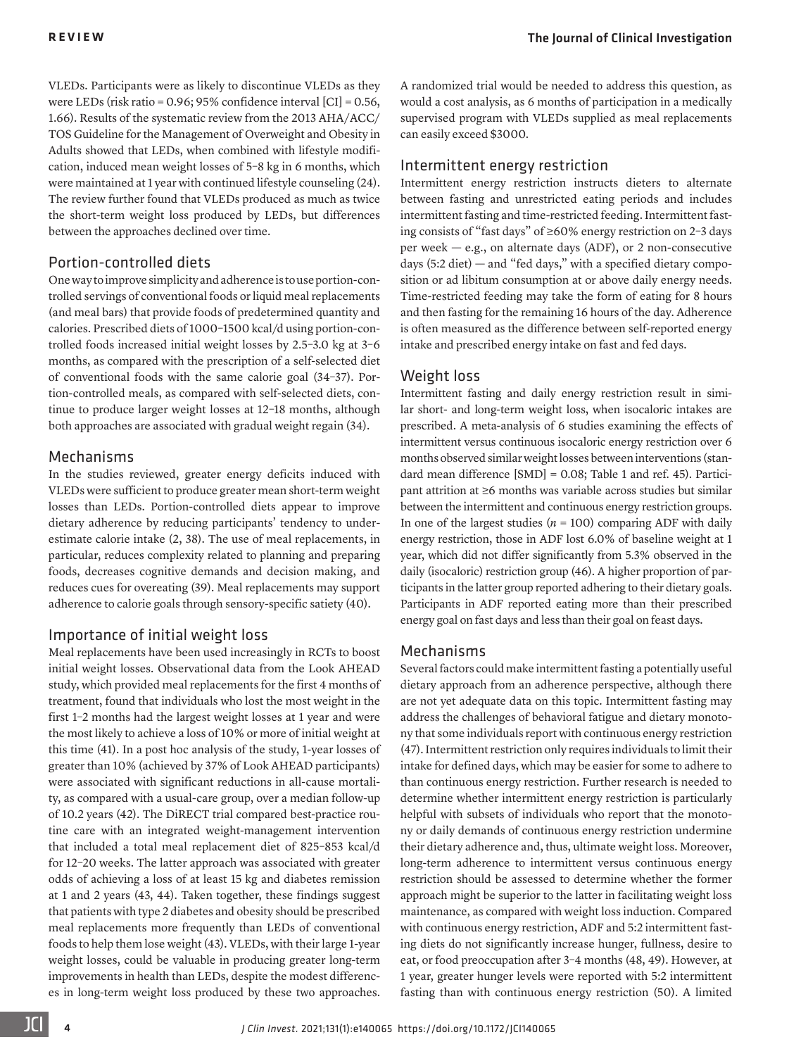VLEDs. Participants were as likely to discontinue VLEDs as they were LEDs (risk ratio = 0.96; 95% confidence interval [CI] = 0.56, 1.66). Results of the systematic review from the 2013 AHA/ACC/TOS Guideline for the Management of Overweight and Obesity in Adults showed that LEDs, when combined with lifestyle modification, induced mean weight losses of 5–8 kg in 6 months, which were maintained at 1 year with continued lifestyle counseling (24). The review further found that VLEDs produced as much as twice the short-term weight loss produced by LEDs, but differences between the approaches declined over time.

## Portion-controlled diets

One way to improve simplicity and adherence is to use portion-controlled servings of conventional foods or liquid meal replacements (and meal bars) that provide foods of predetermined quantity and calories. Prescribed diets of 1000–1500 kcal/d using portion-controlled foods increased initial weight losses by 2.5–3.0 kg at 3–6 months, as compared with the prescription of a self-selected diet of conventional foods with the same calorie goal (34–37). Portion-controlled meals, as compared with self-selected diets, continue to produce larger weight losses at 12–18 months, although both approaches are associated with gradual weight regain (34).

## Mechanisms

In the studies reviewed, greater energy deficits induced with VLEDs were sufficient to produce greater mean short-term weight losses than LEDs. Portion-controlled diets appear to improve dietary adherence by reducing participants' tendency to underestimate calorie intake (2, 38). The use of meal replacements, in particular, reduces complexity related to planning and preparing foods, decreases cognitive demands and decision making, and reduces cues for overeating (39). Meal replacements may support adherence to calorie goals through sensory-specific satiety (40).

## Importance of initial weight loss

Meal replacements have been used increasingly in RCTs to boost initial weight losses. Observational data from the Look AHEAD study, which provided meal replacements for the first 4 months of treatment, found that individuals who lost the most weight in the first 1–2 months had the largest weight losses at 1 year and were the most likely to achieve a loss of 10% or more of initial weight at this time (41). In a post hoc analysis of the study, 1-year losses of greater than 10% (achieved by 37% of Look AHEAD participants) were associated with significant reductions in all-cause mortality, as compared with a usual-care group, over a median follow-up of 10.2 years (42). The DiRECT trial compared best-practice routine care with an integrated weight-management intervention that included a total meal replacement diet of 825–853 kcal/d for 12–20 weeks. The latter approach was associated with greater odds of achieving a loss of at least 15 kg and diabetes remission at 1 and 2 years (43, 44). Taken together, these findings suggest that patients with type 2 diabetes and obesity should be prescribed meal replacements more frequently than LEDs of conventional foods to help them lose weight (43). VLEDs, with their large 1-year weight losses, could be valuable in producing greater long-term improvements in health than LEDs, despite the modest differences in long-term weight loss produced by these two approaches. A randomized trial would be needed to address this question, as would a cost analysis, as 6 months of participation in a medically supervised program with VLEDs supplied as meal replacements can easily exceed $3000.

## Intermittent energy restriction

Intermittent energy restriction instructs dieters to alternate between fasting and unrestricted eating periods and includes intermittent fasting and time-restricted feeding. Intermittent fasting consists of "fast days" of ≥60% energy restriction on 2–3 days per week — e.g., on alternate days (ADF), or 2 non-consecutive days (5:2 diet) — and "fed days," with a specified dietary composition or ad libitum consumption at or above daily energy needs. Time-restricted feeding may take the form of eating for 8 hours and then fasting for the remaining 16 hours of the day. Adherence is often measured as the difference between self-reported energy intake and prescribed energy intake on fast and fed days.

## Weight loss

Intermittent fasting and daily energy restriction result in similar short- and long-term weight loss, when isocaloric intakes are prescribed. A meta-analysis of 6 studies examining the effects of intermittent versus continuous isocaloric energy restriction over 6 months observed similar weight losses between interventions (standard mean difference [SMD] = 0.08; Table 1 and ref. 45). Participant attrition at ≥6 months was variable across studies but similar between the intermittent and continuous energy restriction groups. In one of the largest studies ($n$ = 100) comparing ADF with daily energy restriction, those in ADF lost 6.0% of baseline weight at 1 year, which did not differ significantly from 5.3% observed in the daily (isocaloric) restriction group (46). A higher proportion of participants in the latter group reported adhering to their dietary goals. Participants in ADF reported eating more than their prescribed energy goal on fast days and less than their goal on feast days.

## Mechanisms

Several factors could make intermittent fasting a potentially useful dietary approach from an adherence perspective, although there are not yet adequate data on this topic. Intermittent fasting may address the challenges of behavioral fatigue and dietary monotony that some individuals report with continuous energy restriction (47). Intermittent restriction only requires individuals to limit their intake for defined days, which may be easier for some to adhere to than continuous energy restriction. Further research is needed to determine whether intermittent energy restriction is particularly helpful with subsets of individuals who report that the monotony or daily demands of continuous energy restriction undermine their dietary adherence and, thus, ultimate weight loss. Moreover, long-term adherence to intermittent versus continuous energy restriction should be assessed to determine whether the former approach might be superior to the latter in facilitating weight loss maintenance, as compared with weight loss induction. Compared with continuous energy restriction, ADF and 5:2 intermittent fasting diets do not significantly increase hunger, fullness, desire to eat, or food preoccupation after 3–4 months (48, 49). However, at 1 year, greater hunger levels were reported with 5:2 intermittent fasting than with continuous energy restriction (50). A limited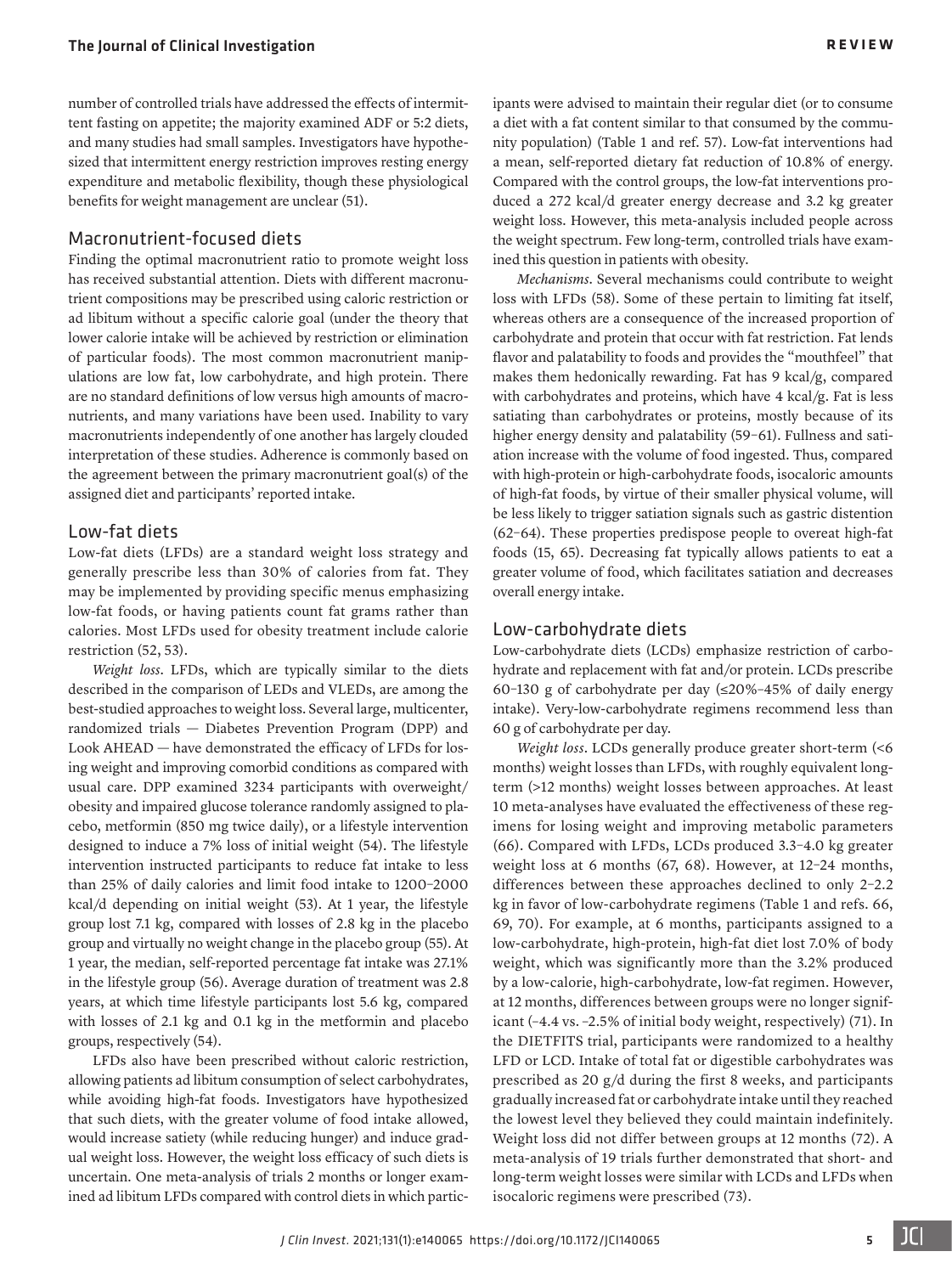number of controlled trials have addressed the effects of intermittent fasting on appetite; the majority examined ADF or 5:2 diets, and many studies had small samples. Investigators have hypothesized that intermittent energy restriction improves resting energy expenditure and metabolic flexibility, though these physiological benefits for weight management are unclear (51).

## Macronutrient-focused diets

Finding the optimal macronutrient ratio to promote weight loss has received substantial attention. Diets with different macronutrient compositions may be prescribed using caloric restriction or ad libitum without a specific calorie goal (under the theory that lower calorie intake will be achieved by restriction or elimination of particular foods). The most common macronutrient manipulations are low fat, low carbohydrate, and high protein. There are no standard definitions of low versus high amounts of macronutrients, and many variations have been used. Inability to vary macronutrients independently of one another has largely clouded interpretation of these studies. Adherence is commonly based on the agreement between the primary macronutrient goal(s) of the assigned diet and participants' reported intake.

## Low-fat diets

Low-fat diets (LFDs) are a standard weight loss strategy and generally prescribe less than 30% of calories from fat. They may be implemented by providing specific menus emphasizing low-fat foods, or having patients count fat grams rather than calories. Most LFDs used for obesity treatment include calorie restriction (52, 53).

*Weight loss*. LFDs, which are typically similar to the diets described in the comparison of LEDs and VLEDs, are among the best-studied approaches to weight loss. Several large, multicenter, randomized trials — Diabetes Prevention Program (DPP) and Look AHEAD — have demonstrated the efficacy of LFDs for losing weight and improving comorbid conditions as compared with usual care. DPP examined 3234 participants with overweight/obesity and impaired glucose tolerance randomly assigned to placebo, metformin (850 mg twice daily), or a lifestyle intervention designed to induce a 7% loss of initial weight (54). The lifestyle intervention instructed participants to reduce fat intake to less than 25% of daily calories and limit food intake to 1200–2000 kcal/d depending on initial weight (53). At 1 year, the lifestyle group lost 7.1 kg, compared with losses of 2.8 kg in the placebo group and virtually no weight change in the placebo group (55). At 1 year, the median, self-reported percentage fat intake was 27.1% in the lifestyle group (56). Average duration of treatment was 2.8 years, at which time lifestyle participants lost 5.6 kg, compared with losses of 2.1 kg and 0.1 kg in the metformin and placebo groups, respectively (54).

LFDs also have been prescribed without caloric restriction, allowing patients ad libitum consumption of select carbohydrates, while avoiding high-fat foods. Investigators have hypothesized that such diets, with the greater volume of food intake allowed, would increase satiety (while reducing hunger) and induce gradual weight loss. However, the weight loss efficacy of such diets is uncertain. One meta-analysis of trials 2 months or longer examined ad libitum LFDs compared with control diets in which participants were advised to maintain their regular diet (or to consume a diet with a fat content similar to that consumed by the community population) (Table 1 and ref. 57). Low-fat interventions had a mean, self-reported dietary fat reduction of 10.8% of energy. Compared with the control groups, the low-fat interventions produced a 272 kcal/d greater energy decrease and 3.2 kg greater weight loss. However, this meta-analysis included people across the weight spectrum. Few long-term, controlled trials have examined this question in patients with obesity.

*Mechanisms*. Several mechanisms could contribute to weight loss with LFDs (58). Some of these pertain to limiting fat itself, whereas others are a consequence of the increased proportion of carbohydrate and protein that occur with fat restriction. Fat lends flavor and palatability to foods and provides the "mouthfeel" that makes them hedonically rewarding. Fat has 9 kcal/g, compared with carbohydrates and proteins, which have 4 kcal/g. Fat is less satiating than carbohydrates or proteins, mostly because of its higher energy density and palatability (59–61). Fullness and satiation increase with the volume of food ingested. Thus, compared with high-protein or high-carbohydrate foods, isocaloric amounts of high-fat foods, by virtue of their smaller physical volume, will be less likely to trigger satiation signals such as gastric distention (62–64). These properties predispose people to overeat high-fat foods (15, 65). Decreasing fat typically allows patients to eat a greater volume of food, which facilitates satiation and decreases overall energy intake.

## Low-carbohydrate diets

Low-carbohydrate diets (LCDs) emphasize restriction of carbohydrate and replacement with fat and/or protein. LCDs prescribe 60–130 g of carbohydrate per day (≤20%–45% of daily energy intake). Very-low-carbohydrate regimens recommend less than 60 g of carbohydrate per day.

*Weight loss*. LCDs generally produce greater short-term (<6 months) weight losses than LFDs, with roughly equivalent long-term (>12 months) weight losses between approaches. At least 10 meta-analyses have evaluated the effectiveness of these regimens for losing weight and improving metabolic parameters (66). Compared with LFDs, LCDs produced 3.3–4.0 kg greater weight loss at 6 months (67, 68). However, at 12–24 months, differences between these approaches declined to only 2–2.2 kg in favor of low-carbohydrate regimens (Table 1 and refs. 66, 69, 70). For example, at 6 months, participants assigned to a low-carbohydrate, high-protein, high-fat diet lost 7.0% of body weight, which was significantly more than the 3.2% produced by a low-calorie, high-carbohydrate, low-fat regimen. However, at 12 months, differences between groups were no longer significant (–4.4 vs. –2.5% of initial body weight, respectively) (71). In the DIETFITS trial, participants were randomized to a healthy LFD or LCD. Intake of total fat or digestible carbohydrates was prescribed as 20 g/d during the first 8 weeks, and participants gradually increased fat or carbohydrate intake until they reached the lowest level they believed they could maintain indefinitely. Weight loss did not differ between groups at 12 months (72). A meta-analysis of 19 trials further demonstrated that short- and long-term weight losses were similar with LCDs and LFDs when isocaloric regimens were prescribed (73).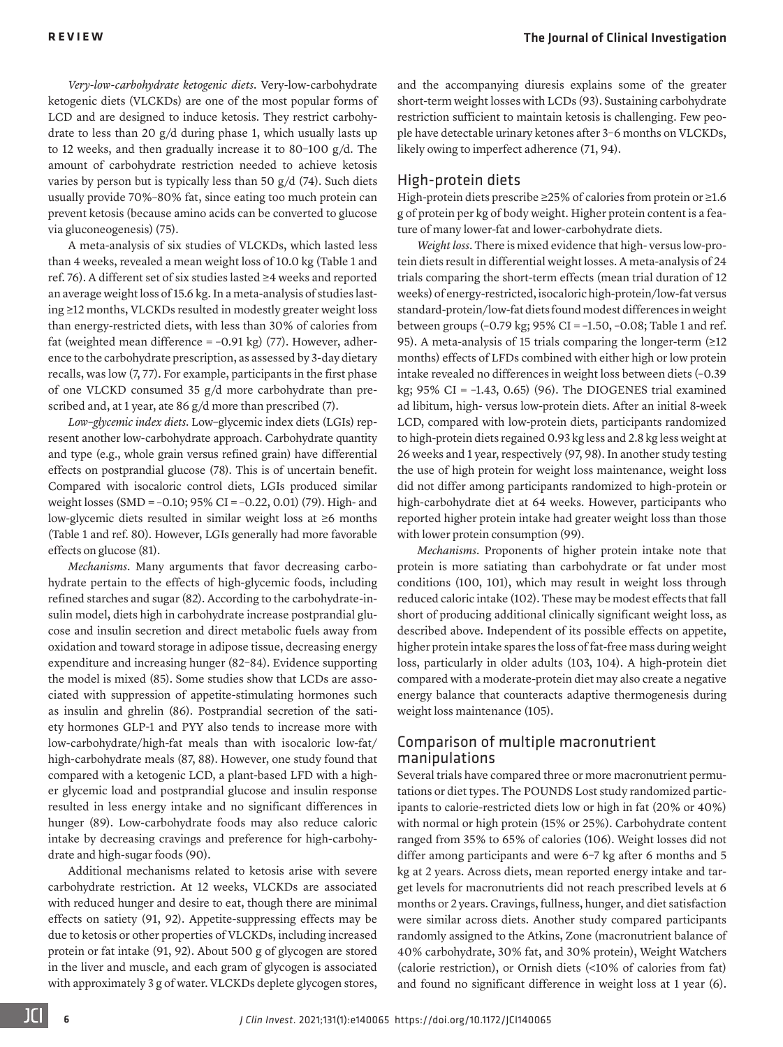*Very-low-carbohydrate ketogenic diets*. Very-low-carbohydrate ketogenic diets (VLCKDs) are one of the most popular forms of LCD and are designed to induce ketosis. They restrict carbohydrate to less than 20 g/d during phase 1, which usually lasts up to 12 weeks, and then gradually increase it to 80–100 g/d. The amount of carbohydrate restriction needed to achieve ketosis varies by person but is typically less than 50 g/d (74). Such diets usually provide 70%–80% fat, since eating too much protein can prevent ketosis (because amino acids can be converted to glucose via gluconeogenesis) (75).

A meta-analysis of six studies of VLCKDs, which lasted less than 4 weeks, revealed a mean weight loss of 10.0 kg (Table 1 and ref. 76). A different set of six studies lasted ≥4 weeks and reported an average weight loss of 15.6 kg. In a meta-analysis of studies lasting ≥12 months, VLCKDs resulted in modestly greater weight loss than energy-restricted diets, with less than 30% of calories from fat (weighted mean difference = –0.91 kg) (77). However, adherence to the carbohydrate prescription, as assessed by 3-day dietary recalls, was low (7, 77). For example, participants in the first phase of one VLCKD consumed 35 g/d more carbohydrate than prescribed and, at 1 year, ate 86 g/d more than prescribed (7).

*Low–glycemic index diets*. Low–glycemic index diets (LGIs) represent another low-carbohydrate approach. Carbohydrate quantity and type (e.g., whole grain versus refined grain) have differential effects on postprandial glucose (78). This is of uncertain benefit. Compared with isocaloric control diets, LGIs produced similar weight losses (SMD = –0.10; 95% CI = –0.22, 0.01) (79). High- and low-glycemic diets resulted in similar weight loss at ≥6 months (Table 1 and ref. 80). However, LGIs generally had more favorable effects on glucose (81).

*Mechanisms*. Many arguments that favor decreasing carbohydrate pertain to the effects of high-glycemic foods, including refined starches and sugar (82). According to the carbohydrate-insulin model, diets high in carbohydrate increase postprandial glucose and insulin secretion and direct metabolic fuels away from oxidation and toward storage in adipose tissue, decreasing energy expenditure and increasing hunger (82–84). Evidence supporting the model is mixed (85). Some studies show that LCDs are associated with suppression of appetite-stimulating hormones such as insulin and ghrelin (86). Postprandial secretion of the satiety hormones GLP-1 and PYY also tends to increase more with low-carbohydrate/high-fat meals than with isocaloric low-fat/high-carbohydrate meals (87, 88). However, one study found that compared with a ketogenic LCD, a plant-based LFD with a higher glycemic load and postprandial glucose and insulin response resulted in less energy intake and no significant differences in hunger (89). Low-carbohydrate foods may also reduce caloric intake by decreasing cravings and preference for high-carbohydrate and high-sugar foods (90).

Additional mechanisms related to ketosis arise with severe carbohydrate restriction. At 12 weeks, VLCKDs are associated with reduced hunger and desire to eat, though there are minimal effects on satiety (91, 92). Appetite-suppressing effects may be due to ketosis or other properties of VLCKDs, including increased protein or fat intake (91, 92). About 500 g of glycogen are stored in the liver and muscle, and each gram of glycogen is associated with approximately 3 g of water. VLCKDs deplete glycogen stores, and the accompanying diuresis explains some of the greater short-term weight losses with LCDs (93). Sustaining carbohydrate restriction sufficient to maintain ketosis is challenging. Few people have detectable urinary ketones after 3–6 months on VLCKDs, likely owing to imperfect adherence (71, 94).

## High-protein diets

High-protein diets prescribe ≥25% of calories from protein or ≥1.6 g of protein per kg of body weight. Higher protein content is a feature of many lower-fat and lower-carbohydrate diets.

*Weight loss*. There is mixed evidence that high- versus low-protein diets result in differential weight losses. A meta-analysis of 24 trials comparing the short-term effects (mean trial duration of 12 weeks) of energy-restricted, isocaloric high-protein/low-fat versus standard-protein/low-fat diets found modest differences in weight between groups (–0.79 kg; 95% CI = –1.50, –0.08; Table 1 and ref. 95). A meta-analysis of 15 trials comparing the longer-term (≥12 months) effects of LFDs combined with either high or low protein intake revealed no differences in weight loss between diets (–0.39 kg; 95% CI = –1.43, 0.65) (96). The DIOGENES trial examined ad libitum, high- versus low-protein diets. After an initial 8-week LCD, compared with low-protein diets, participants randomized to high-protein diets regained 0.93 kg less and 2.8 kg less weight at 26 weeks and 1 year, respectively (97, 98). In another study testing the use of high protein for weight loss maintenance, weight loss did not differ among participants randomized to high-protein or high-carbohydrate diet at 64 weeks. However, participants who reported higher protein intake had greater weight loss than those with lower protein consumption (99).

*Mechanisms*. Proponents of higher protein intake note that protein is more satiating than carbohydrate or fat under most conditions (100, 101), which may result in weight loss through reduced caloric intake (102). These may be modest effects that fall short of producing additional clinically significant weight loss, as described above. Independent of its possible effects on appetite, higher protein intake spares the loss of fat-free mass during weight loss, particularly in older adults (103, 104). A high-protein diet compared with a moderate-protein diet may also create a negative energy balance that counteracts adaptive thermogenesis during weight loss maintenance (105).

## Comparison of multiple macronutrient manipulations

Several trials have compared three or more macronutrient permutations or diet types. The POUNDS Lost study randomized participants to calorie-restricted diets low or high in fat (20% or 40%) with normal or high protein (15% or 25%). Carbohydrate content ranged from 35% to 65% of calories (106). Weight losses did not differ among participants and were 6–7 kg after 6 months and 5 kg at 2 years. Across diets, mean reported energy intake and target levels for macronutrients did not reach prescribed levels at 6 months or 2 years. Cravings, fullness, hunger, and diet satisfaction were similar across diets. Another study compared participants randomly assigned to the Atkins, Zone (macronutrient balance of 40% carbohydrate, 30% fat, and 30% protein), Weight Watchers (calorie restriction), or Ornish diets (<10% of calories from fat) and found no significant difference in weight loss at 1 year (6).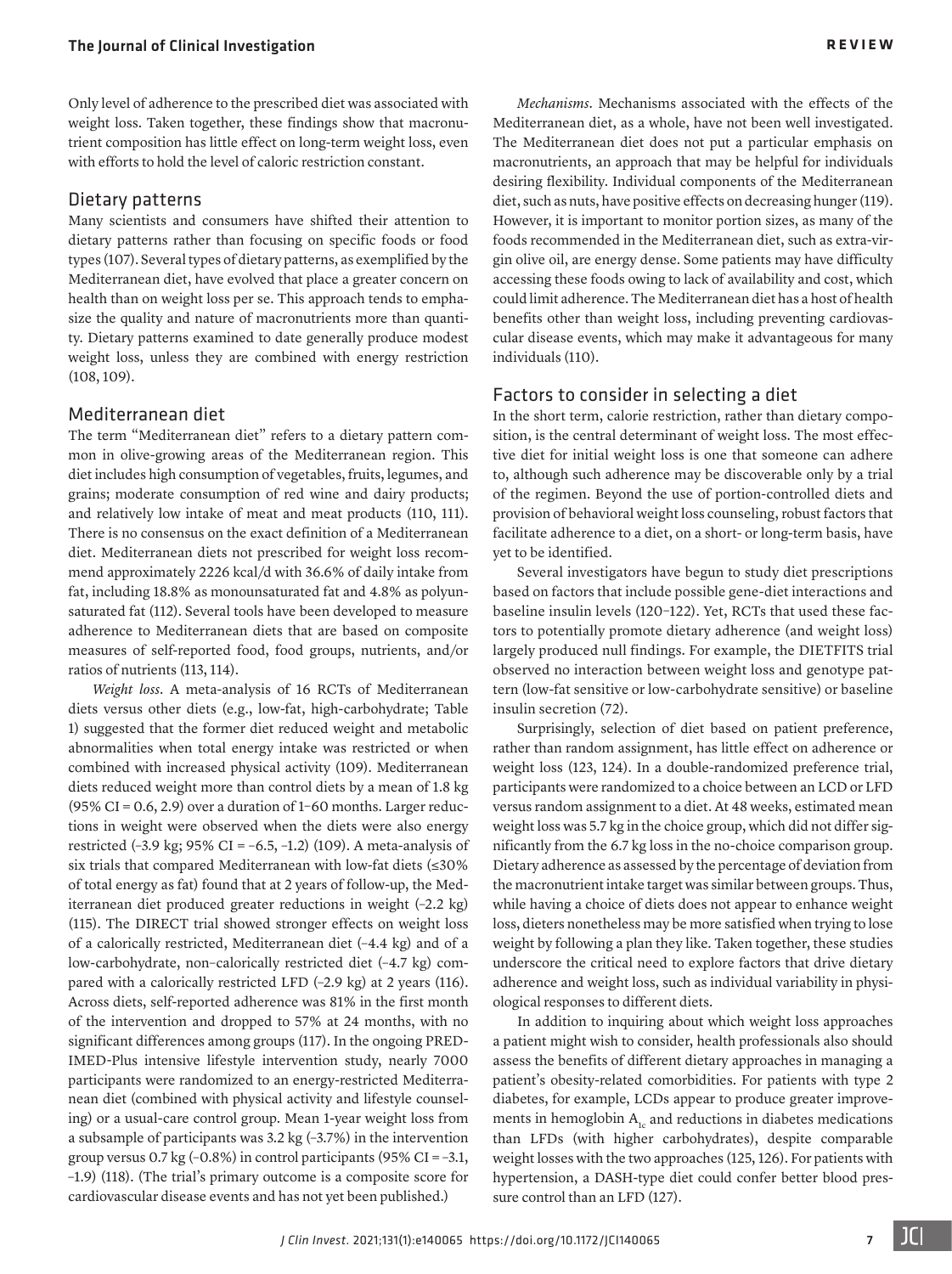Only level of adherence to the prescribed diet was associated with weight loss. Taken together, these findings show that macronutrient composition has little effect on long-term weight loss, even with efforts to hold the level of caloric restriction constant.

## Dietary patterns

Many scientists and consumers have shifted their attention to dietary patterns rather than focusing on specific foods or food types (107). Several types of dietary patterns, as exemplified by the Mediterranean diet, have evolved that place a greater concern on health than on weight loss per se. This approach tends to emphasize the quality and nature of macronutrients more than quantity. Dietary patterns examined to date generally produce modest weight loss, unless they are combined with energy restriction (108, 109).

## Mediterranean diet

The term "Mediterranean diet" refers to a dietary pattern common in olive-growing areas of the Mediterranean region. This diet includes high consumption of vegetables, fruits, legumes, and grains; moderate consumption of red wine and dairy products; and relatively low intake of meat and meat products (110, 111). There is no consensus on the exact definition of a Mediterranean diet. Mediterranean diets not prescribed for weight loss recommend approximately 2226 kcal/d with 36.6% of daily intake from fat, including 18.8% as monounsaturated fat and 4.8% as polyunsaturated fat (112). Several tools have been developed to measure adherence to Mediterranean diets that are based on composite measures of self-reported food, food groups, nutrients, and/or ratios of nutrients (113, 114).

*Weight loss*. A meta-analysis of 16 RCTs of Mediterranean diets versus other diets (e.g., low-fat, high-carbohydrate; Table 1) suggested that the former diet reduced weight and metabolic abnormalities when total energy intake was restricted or when combined with increased physical activity (109). Mediterranean diets reduced weight more than control diets by a mean of 1.8 kg (95% CI = 0.6, 2.9) over a duration of 1–60 months. Larger reductions in weight were observed when the diets were also energy restricted (–3.9 kg; 95% CI = –6.5, –1.2) (109). A meta-analysis of six trials that compared Mediterranean with low-fat diets (≤30% of total energy as fat) found that at 2 years of follow-up, the Mediterranean diet produced greater reductions in weight (–2.2 kg) (115). The DIRECT trial showed stronger effects on weight loss of a calorically restricted, Mediterranean diet (–4.4 kg) and of a low-carbohydrate, non–calorically restricted diet (–4.7 kg) compared with a calorically restricted LFD (–2.9 kg) at 2 years (116). Across diets, self-reported adherence was 81% in the first month of the intervention and dropped to 57% at 24 months, with no significant differences among groups (117). In the ongoing PREDIMED-Plus intensive lifestyle intervention study, nearly 7000 participants were randomized to an energy-restricted Mediterranean diet (combined with physical activity and lifestyle counseling) or a usual-care control group. Mean 1-year weight loss from a subsample of participants was 3.2 kg (–3.7%) in the intervention group versus 0.7 kg (–0.8%) in control participants (95% CI = –3.1, –1.9) (118). (The trial's primary outcome is a composite score for cardiovascular disease events and has not yet been published.)

*Mechanisms*. Mechanisms associated with the effects of the Mediterranean diet, as a whole, have not been well investigated. The Mediterranean diet does not put a particular emphasis on macronutrients, an approach that may be helpful for individuals desiring flexibility. Individual components of the Mediterranean diet, such as nuts, have positive effects on decreasing hunger (119). However, it is important to monitor portion sizes, as many of the foods recommended in the Mediterranean diet, such as extra-virgin olive oil, are energy dense. Some patients may have difficulty accessing these foods owing to lack of availability and cost, which could limit adherence. The Mediterranean diet has a host of health benefits other than weight loss, including preventing cardiovascular disease events, which may make it advantageous for many individuals (110).

## Factors to consider in selecting a diet

In the short term, calorie restriction, rather than dietary composition, is the central determinant of weight loss. The most effective diet for initial weight loss is one that someone can adhere to, although such adherence may be discoverable only by a trial of the regimen. Beyond the use of portion-controlled diets and provision of behavioral weight loss counseling, robust factors that facilitate adherence to a diet, on a short- or long-term basis, have yet to be identified.

Several investigators have begun to study diet prescriptions based on factors that include possible gene-diet interactions and baseline insulin levels (120–122). Yet, RCTs that used these factors to potentially promote dietary adherence (and weight loss) largely produced null findings. For example, the DIETFITS trial observed no interaction between weight loss and genotype pattern (low-fat sensitive or low-carbohydrate sensitive) or baseline insulin secretion (72).

Surprisingly, selection of diet based on patient preference, rather than random assignment, has little effect on adherence or weight loss (123, 124). In a double-randomized preference trial, participants were randomized to a choice between an LCD or LFD versus random assignment to a diet. At 48 weeks, estimated mean weight loss was 5.7 kg in the choice group, which did not differ significantly from the 6.7 kg loss in the no-choice comparison group. Dietary adherence as assessed by the percentage of deviation from the macronutrient intake target was similar between groups. Thus, while having a choice of diets does not appear to enhance weight loss, dieters nonetheless may be more satisfied when trying to lose weight by following a plan they like. Taken together, these studies underscore the critical need to explore factors that drive dietary adherence and weight loss, such as individual variability in physiological responses to different diets.

In addition to inquiring about which weight loss approaches a patient might wish to consider, health professionals also should assess the benefits of different dietary approaches in managing a patient's obesity-related comorbidities. For patients with type 2 diabetes, for example, LCDs appear to produce greater improvements in hemoglobin $A_{1c}$ and reductions in diabetes medications than LFDs (with higher carbohydrates), despite comparable weight losses with the two approaches (125, 126). For patients with hypertension, a DASH-type diet could confer better blood pressure control than an LFD (127).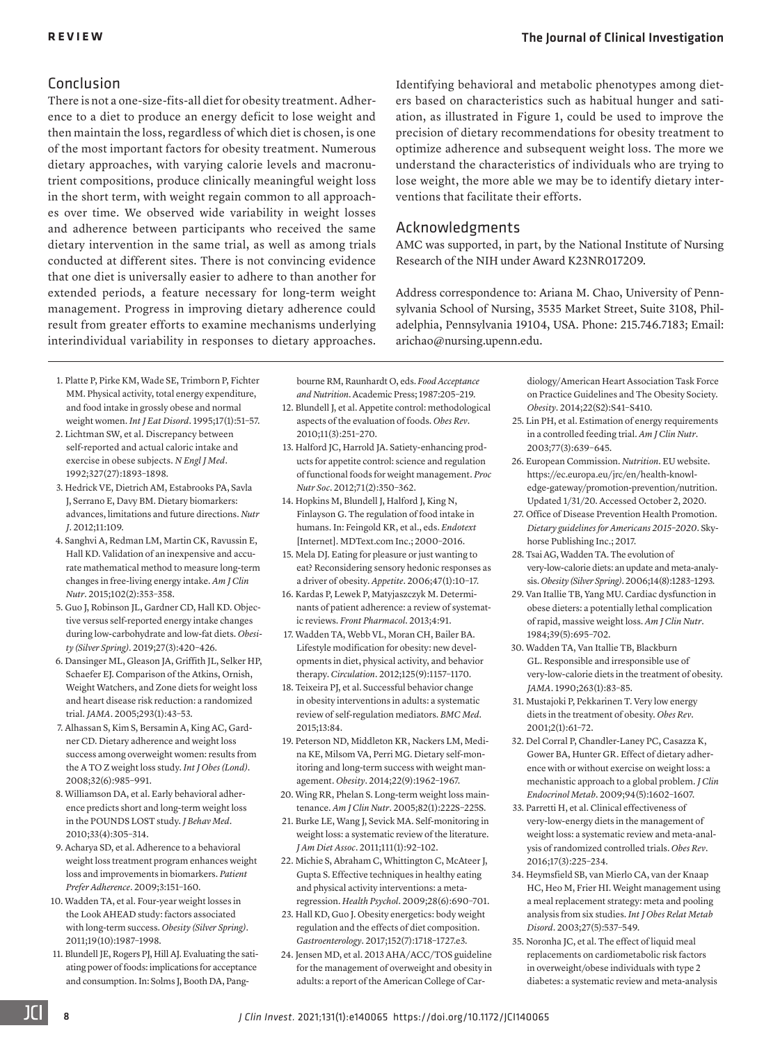## Conclusion

There is not a one-size-fits-all diet for obesity treatment. Adherence to a diet to produce an energy deficit to lose weight and then maintain the loss, regardless of which diet is chosen, is one of the most important factors for obesity treatment. Numerous dietary approaches, with varying calorie levels and macronutrient compositions, produce clinically meaningful weight loss in the short term, with weight regain common to all approaches over time. We observed wide variability in weight losses and adherence between participants who received the same dietary intervention in the same trial, as well as among trials conducted at different sites. There is not convincing evidence that one diet is universally easier to adhere to than another for extended periods, a feature necessary for long-term weight management. Progress in improving dietary adherence could result from greater efforts to examine mechanisms underlying interindividual variability in responses to dietary approaches. Identifying behavioral and metabolic phenotypes among dieters based on characteristics such as habitual hunger and satiation, as illustrated in Figure 1, could be used to improve the precision of dietary recommendations for obesity treatment to optimize adherence and subsequent weight loss. The more we understand the characteristics of individuals who are trying to lose weight, the more able we may be to identify dietary interventions that facilitate their efforts.

## Acknowledgments

AMC was supported, in part, by the National Institute of Nursing Research of the NIH under Award K23NR017209.

Address correspondence to: Ariana M. Chao, University of Pennsylvania School of Nursing, 3535 Market Street, Suite 3108, Philadelphia, Pennsylvania 19104, USA. Phone: 215.746.7183; Email: arichao@nursing.upenn.edu.

1. Platte P, Pirke KM, Wade SE, Trimborn P, Fichter MM. Physical activity, total energy expenditure, and food intake in grossly obese and normal weight women. *Int J Eat Disord*. 1995;17(1):51–57.
2. Lichtman SW, et al. Discrepancy between self-reported and actual caloric intake and exercise in obese subjects. *N Engl J Med*. 1992;327(27):1893–1898.
3. Hedrick VE, Dietrich AM, Estabrooks PA, Savla J, Serrano E, Davy BM. Dietary biomarkers: advances, limitations and future directions. *Nutr J*. 2012;11:109.
4. Sanghvi A, Redman LM, Martin CK, Ravussin E, Hall KD. Validation of an inexpensive and accurate mathematical method to measure long-term changes in free-living energy intake. *Am J Clin Nutr*. 2015;102(2):353–358.
5. Guo J, Robinson JL, Gardner CD, Hall KD. Objective versus self-reported energy intake changes during low-carbohydrate and low-fat diets. *Obesity (Silver Spring)*. 2019;27(3):420–426.
6. Dansinger ML, Gleason JA, Griffith JL, Selker HP, Schaefer EJ. Comparison of the Atkins, Ornish, Weight Watchers, and Zone diets for weight loss and heart disease risk reduction: a randomized trial. *JAMA*. 2005;293(1):43–53.
7. Alhassan S, Kim S, Bersamin A, King AC, Gardner CD. Dietary adherence and weight loss success among overweight women: results from the A TO Z weight loss study. *Int J Obes (Lond)*. 2008;32(6):985–991.
8. Williamson DA, et al. Early behavioral adherence predicts short and long-term weight loss in the POUNDS LOST study. *J Behav Med*. 2010;33(4):305–314.
9. Acharya SD, et al. Adherence to a behavioral weight loss treatment program enhances weight loss and improvements in biomarkers. *Patient Prefer Adherence*. 2009;3:151–160.
10. Wadden TA, et al. Four-year weight losses in the Look AHEAD study: factors associated with long-term success. *Obesity (Silver Spring)*. 2011;19(10):1987–1998.
11. Blundell JE, Rogers PJ, Hill AJ. Evaluating the satiating power of foods: implications for acceptance and consumption. In: Solms J, Booth DA, Pangbourne RM, Raunhardt O, eds. *Food Acceptance and Nutrition*. Academic Press; 1987:205–219.
12. Blundell J, et al. Appetite control: methodological aspects of the evaluation of foods. *Obes Rev*. 2010;11(3):251–270.
13. Halford JC, Harrold JA. Satiety-enhancing products for appetite control: science and regulation of functional foods for weight management. *Proc Nutr Soc*. 2012;71(2):350–362.
14. Hopkins M, Blundell J, Halford J, King N, Finlayson G. The regulation of food intake in humans. In: Feingold KR, et al., eds. *Endotext* [Internet]. MDText.com Inc.; 2000–2016.
15. Mela DJ. Eating for pleasure or just wanting to eat? Reconsidering sensory hedonic responses as a driver of obesity. *Appetite*. 2006;47(1):10–17.
16. Kardas P, Lewek P, Matyjaszczyk M. Determinants of patient adherence: a review of systematic reviews. *Front Pharmacol*. 2013;4:91.
17. Wadden TA, Webb VL, Moran CH, Bailer BA. Lifestyle modification for obesity: new developments in diet, physical activity, and behavior therapy. *Circulation*. 2012;125(9):1157–1170.
18. Teixeira PJ, et al. Successful behavior change in obesity interventions in adults: a systematic review of self-regulation mediators. *BMC Med*. 2015;13:84.
19. Peterson ND, Middleton KR, Nackers LM, Medina KE, Milsom VA, Perri MG. Dietary self-monitoring and long-term success with weight management. *Obesity*. 2014;22(9):1962–1967.
20. Wing RR, Phelan S. Long-term weight loss maintenance. *Am J Clin Nutr*. 2005;82(1):222S–225S.
21. Burke LE, Wang J, Sevick MA. Self-monitoring in weight loss: a systematic review of the literature. *J Am Diet Assoc*. 2011;111(1):92–102.
22. Michie S, Abraham C, Whittington C, McAteer J, Gupta S. Effective techniques in healthy eating and physical activity interventions: a meta-regression. *Health Psychol*. 2009;28(6):690–701.
23. Hall KD, Guo J. Obesity energetics: body weight regulation and the effects of diet composition. *Gastroenterology*. 2017;152(7):1718–1727.e3.
24. Jensen MD, et al. 2013 AHA/ACC/TOS guideline for the management of overweight and obesity in adults: a report of the American College of Cardiology/American Heart Association Task Force on Practice Guidelines and The Obesity Society. *Obesity*. 2014;22(S2):S41–S410.
25. Lin PH, et al. Estimation of energy requirements in a controlled feeding trial. *Am J Clin Nutr*. 2003;77(3):639–645.
26. European Commission. *Nutrition*. EU website. https://ec.europa.eu/jrc/en/health-knowledge-gateway/promotion-prevention/nutrition. Updated 1/31/20. Accessed October 2, 2020.
27. Office of Disease Prevention Health Promotion. *Dietary guidelines for Americans 2015–2020*. Skyhorse Publishing Inc.; 2017.
28. Tsai AG, Wadden TA. The evolution of very-low-calorie diets: an update and meta-analysis. *Obesity (Silver Spring)*. 2006;14(8):1283–1293.
29. Van Itallie TB, Yang MU. Cardiac dysfunction in obese dieters: a potentially lethal complication of rapid, massive weight loss. *Am J Clin Nutr*. 1984;39(5):695–702.
30. Wadden TA, Van Itallie TB, Blackburn GL. Responsible and irresponsible use of very-low-calorie diets in the treatment of obesity. *JAMA*. 1990;263(1):83–85.
31. Mustajoki P, Pekkarinen T. Very low energy diets in the treatment of obesity. *Obes Rev*. 2001;2(1):61–72.
32. Del Corral P, Chandler-Laney PC, Casazza K, Gower BA, Hunter GR. Effect of dietary adherence with or without exercise on weight loss: a mechanistic approach to a global problem. *J Clin Endocrinol Metab*. 2009;94(5):1602–1607.
33. Parretti H, et al. Clinical effectiveness of very-low-energy diets in the management of weight loss: a systematic review and meta-analysis of randomized controlled trials. *Obes Rev*. 2016;17(3):225–234.
34. Heymsfield SB, van Mierlo CA, van der Knaap HC, Heo M, Frier HI. Weight management using a meal replacement strategy: meta and pooling analysis from six studies. *Int J Obes Relat Metab Disord*. 2003;27(5):537–549.
35. Noronha JC, et al. The effect of liquid meal replacements on cardiometabolic risk factors in overweight/obese individuals with type 2 diabetes: a systematic review and meta-analysis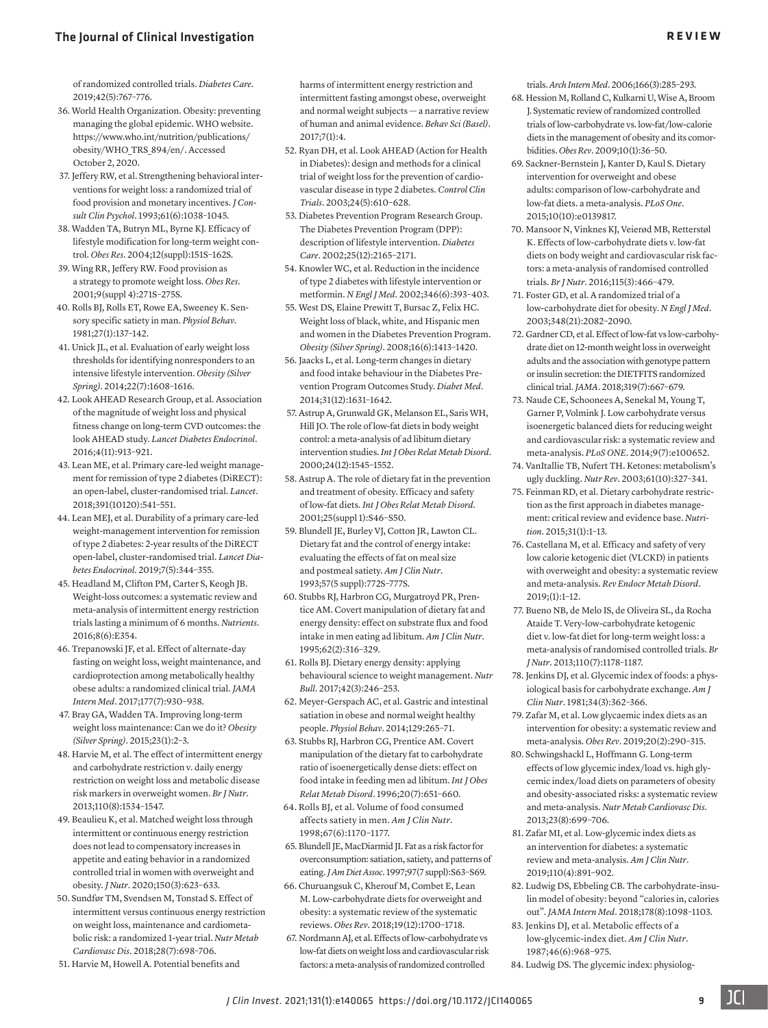of randomized controlled trials. *Diabetes Care*. 2019;42(5):767–776.

36. World Health Organization. Obesity: preventing managing the global epidemic. WHO website. https://www.who.int/nutrition/publications/obesity/WHO_TRS_894/en/. Accessed October 2, 2020.
37. Jeffery RW, et al. Strengthening behavioral interventions for weight loss: a randomized trial of food provision and monetary incentives. *J Consult Clin Psychol*. 1993;61(6):1038–1045.
38. Wadden TA, Butryn ML, Byrne KJ. Efficacy of lifestyle modification for long-term weight control. *Obes Res*. 2004;12(suppl):151S–162S.
39. Wing RR, Jeffery RW. Food provision as a strategy to promote weight loss. *Obes Res*. 2001;9(suppl 4):271S–275S.
40. Rolls BJ, Rolls ET, Rowe EA, Sweeney K. Sensory specific satiety in man. *Physiol Behav*. 1981;27(1):137–142.
41. Unick JL, et al. Evaluation of early weight loss thresholds for identifying nonresponders to an intensive lifestyle intervention. *Obesity (Silver Spring)*. 2014;22(7):1608–1616.
42. Look AHEAD Research Group, et al. Association of the magnitude of weight loss and physical fitness change on long-term CVD outcomes: the look AHEAD study. *Lancet Diabetes Endocrinol*. 2016;4(11):913–921.
43. Lean ME, et al. Primary care-led weight management for remission of type 2 diabetes (DiRECT): an open-label, cluster-randomised trial. *Lancet*. 2018;391(10120):541–551.
44. Lean MEJ, et al. Durability of a primary care-led weight-management intervention for remission of type 2 diabetes: 2-year results of the DiRECT open-label, cluster-randomised trial. *Lancet Diabetes Endocrinol*. 2019;7(5):344–355.
45. Headland M, Clifton PM, Carter S, Keogh JB. Weight-loss outcomes: a systematic review and meta-analysis of intermittent energy restriction trials lasting a minimum of 6 months. *Nutrients*. 2016;8(6):E354.
46. Trepanowski JF, et al. Effect of alternate-day fasting on weight loss, weight maintenance, and cardioprotection among metabolically healthy obese adults: a randomized clinical trial. *JAMA Intern Med*. 2017;177(7):930–938.
47. Bray GA, Wadden TA. Improving long-term weight loss maintenance: Can we do it? *Obesity (Silver Spring)*. 2015;23(1):2–3.
48. Harvie M, et al. The effect of intermittent energy and carbohydrate restriction v. daily energy restriction on weight loss and metabolic disease risk markers in overweight women. *Br J Nutr*. 2013;110(8):1534–1547.
49. Beaulieu K, et al. Matched weight loss through intermittent or continuous energy restriction does not lead to compensatory increases in appetite and eating behavior in a randomized controlled trial in women with overweight and obesity. *J Nutr*. 2020;150(3):623–633.
50. Sundfør TM, Svendsen M, Tonstad S. Effect of intermittent versus continuous energy restriction on weight loss, maintenance and cardiometabolic risk: a randomized 1-year trial. *Nutr Metab Cardiovasc Dis*. 2018;28(7):698–706.
51. Harvie M, Howell A. Potential benefits and harms of intermittent energy restriction and intermittent fasting amongst obese, overweight and normal weight subjects — a narrative review of human and animal evidence. *Behav Sci (Basel)*. 2017;7(1):4.
52. Ryan DH, et al. Look AHEAD (Action for Health in Diabetes): design and methods for a clinical trial of weight loss for the prevention of cardiovascular disease in type 2 diabetes. *Control Clin Trials*. 2003;24(5):610–628.
53. Diabetes Prevention Program Research Group. The Diabetes Prevention Program (DPP): description of lifestyle intervention. *Diabetes Care*. 2002;25(12):2165–2171.
54. Knowler WC, et al. Reduction in the incidence of type 2 diabetes with lifestyle intervention or metformin. *N Engl J Med*. 2002;346(6):393–403.
55. West DS, Elaine Prewitt T, Bursac Z, Felix HC. Weight loss of black, white, and Hispanic men and women in the Diabetes Prevention Program. *Obesity (Silver Spring)*. 2008;16(6):1413–1420.
56. Jaacks L, et al. Long-term changes in dietary and food intake behaviour in the Diabetes Prevention Program Outcomes Study. *Diabet Med*. 2014;31(12):1631–1642.
57. Astrup A, Grunwald GK, Melanson EL, Saris WH, Hill JO. The role of low-fat diets in body weight control: a meta-analysis of ad libitum dietary intervention studies. *Int J Obes Relat Metab Disord*. 2000;24(12):1545–1552.
58. Astrup A. The role of dietary fat in the prevention and treatment of obesity. Efficacy and safety of low-fat diets. *Int J Obes Relat Metab Disord*. 2001;25(suppl 1):S46–S50.
59. Blundell JE, Burley VJ, Cotton JR, Lawton CL. Dietary fat and the control of energy intake: evaluating the effects of fat on meal size and postmeal satiety. *Am J Clin Nutr*. 1993;57(5 suppl):772S–777S.
60. Stubbs RJ, Harbron CG, Murgatroyd PR, Prentice AM. Covert manipulation of dietary fat and energy density: effect on substrate flux and food intake in men eating ad libitum. *Am J Clin Nutr*. 1995;62(2):316–329.
61. Rolls BJ. Dietary energy density: applying behavioural science to weight management. *Nutr Bull*. 2017;42(3):246–253.
62. Meyer-Gerspach AC, et al. Gastric and intestinal satiation in obese and normal weight healthy people. *Physiol Behav*. 2014;129:265–71.
63. Stubbs RJ, Harbron CG, Prentice AM. Covert manipulation of the dietary fat to carbohydrate ratio of isoenergetically dense diets: effect on food intake in feeding men ad libitum. *Int J Obes Relat Metab Disord*. 1996;20(7):651–660.
64. Rolls BJ, et al. Volume of food consumed affects satiety in men. *Am J Clin Nutr*. 1998;67(6):1170–1177.
65. Blundell JE, MacDiarmid JI. Fat as a risk factor for overconsumption: satiation, satiety, and patterns of eating. *J Am Diet Assoc*. 1997;97(7 suppl):S63–S69.
66. Churuangsuk C, Kherouf M, Combet E, Lean M. Low-carbohydrate diets for overweight and obesity: a systematic review of the systematic reviews. *Obes Rev*. 2018;19(12):1700–1718.
67. Nordmann AJ, et al. Effects of low-carbohydrate vs low-fat diets on weight loss and cardiovascular risk factors: a meta-analysis of randomized controlled trials. *Arch Intern Med*. 2006;166(3):285–293.
68. Hession M, Rolland C, Kulkarni U, Wise A, Broom J. Systematic review of randomized controlled trials of low-carbohydrate vs. low-fat/low-calorie diets in the management of obesity and its comorbidities. *Obes Rev*. 2009;10(1):36–50.
69. Sackner-Bernstein J, Kanter D, Kaul S. Dietary intervention for overweight and obese adults: comparison of low-carbohydrate and low-fat diets. a meta-analysis. *PLoS One*. 2015;10(10):e0139817.
70. Mansoor N, Vinknes KJ, Veierød MB, Retterstøl K. Effects of low-carbohydrate diets v. low-fat diets on body weight and cardiovascular risk factors: a meta-analysis of randomised controlled trials. *Br J Nutr*. 2016;115(3):466–479.
71. Foster GD, et al. A randomized trial of a low-carbohydrate diet for obesity. *N Engl J Med*. 2003;348(21):2082–2090.
72. Gardner CD, et al. Effect of low-fat vs low-carbohydrate diet on 12-month weight loss in overweight adults and the association with genotype pattern or insulin secretion: the DIETFITS randomized clinical trial. *JAMA*. 2018;319(7):667–679.
73. Naude CE, Schoonees A, Senekal M, Young T, Garner P, Volmink J. Low carbohydrate versus isoenergetic balanced diets for reducing weight and cardiovascular risk: a systematic review and meta-analysis. *PLoS ONE*. 2014;9(7):e100652.
74. VanItallie TB, Nufert TH. Ketones: metabolism's ugly duckling. *Nutr Rev*. 2003;61(10):327–341.
75. Feinman RD, et al. Dietary carbohydrate restriction as the first approach in diabetes management: critical review and evidence base. *Nutrition*. 2015;31(1):1–13.
76. Castellana M, et al. Efficacy and safety of very low calorie ketogenic diet (VLCKD) in patients with overweight and obesity: a systematic review and meta-analysis. *Rev Endocr Metab Disord*. 2019;(1):1–12.
77. Bueno NB, de Melo IS, de Oliveira SL, da Rocha Ataide T. Very-low-carbohydrate ketogenic diet v. low-fat diet for long-term weight loss: a meta-analysis of randomised controlled trials. *Br J Nutr*. 2013;110(7):1178–1187.
78. Jenkins DJ, et al. Glycemic index of foods: a physiological basis for carbohydrate exchange. *Am J Clin Nutr*. 1981;34(3):362–366.
79. Zafar M, et al. Low glycaemic index diets as an intervention for obesity: a systematic review and meta-analysis. *Obes Rev*. 2019;20(2):290–315.
80. Schwingshackl L, Hoffmann G. Long-term effects of low glycemic index/load vs. high glycemic index/load diets on parameters of obesity and obesity-associated risks: a systematic review and meta-analysis. *Nutr Metab Cardiovasc Dis*. 2013;23(8):699–706.
81. Zafar MI, et al. Low-glycemic index diets as an intervention for diabetes: a systematic review and meta-analysis. *Am J Clin Nutr*. 2019;110(4):891–902.
82. Ludwig DS, Ebbeling CB. The carbohydrate-insulin model of obesity: beyond "calories in, calories out". *JAMA Intern Med*. 2018;178(8):1098–1103.
83. Jenkins DJ, et al. Metabolic effects of a low-glycemic-index diet. *Am J Clin Nutr*. 1987;46(6):968–975.
84. Ludwig DS. The glycemic index: physiolog-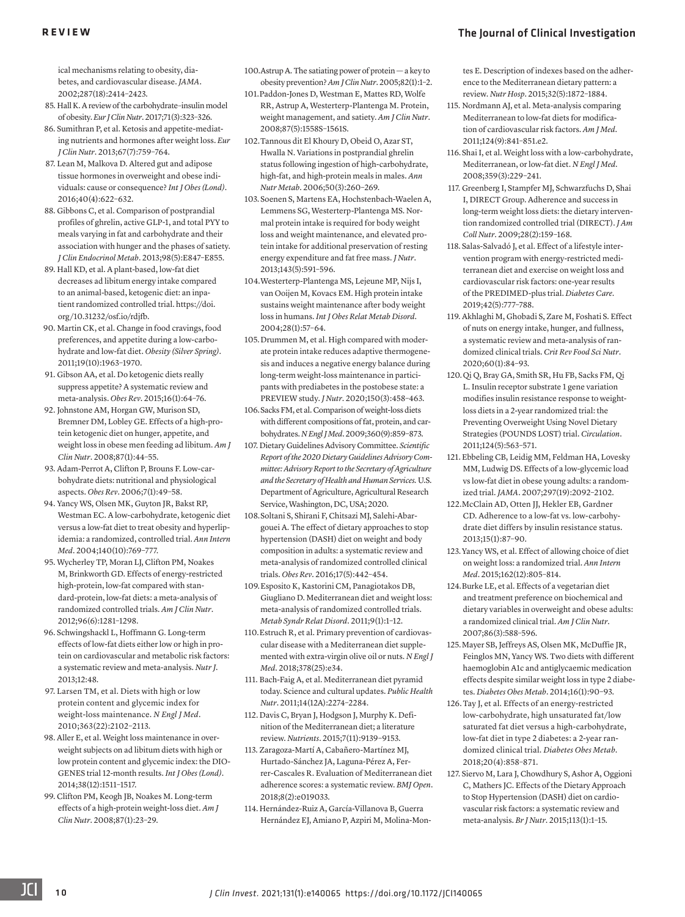ical mechanisms relating to obesity, diabetes, and cardiovascular disease. *JAMA*. 2002;287(18):2414–2423.

85. Hall K. A review of the carbohydrate–insulin model of obesity. *Eur J Clin Nutr*. 2017;71(3):323–326.
86. Sumithran P, et al. Ketosis and appetite-mediating nutrients and hormones after weight loss. *Eur J Clin Nutr*. 2013;67(7):759–764.
87. Lean M, Malkova D. Altered gut and adipose tissue hormones in overweight and obese individuals: cause or consequence? *Int J Obes (Lond)*. 2016;40(4):622–632.
88. Gibbons C, et al. Comparison of postprandial profiles of ghrelin, active GLP-1, and total PYY to meals varying in fat and carbohydrate and their association with hunger and the phases of satiety. *J Clin Endocrinol Metab*. 2013;98(5):E847–E855.
89. Hall KD, et al. A plant-based, low-fat diet decreases ad libitum energy intake compared to an animal-based, ketogenic diet: an inpatient randomized controlled trial. https://doi.org/10.31232/osf.io/rdjfb.
90. Martin CK, et al. Change in food cravings, food preferences, and appetite during a low-carbohydrate and low-fat diet. *Obesity (Silver Spring)*. 2011;19(10):1963–1970.
91. Gibson AA, et al. Do ketogenic diets really suppress appetite? A systematic review and meta-analysis. *Obes Rev*. 2015;16(1):64–76.
92. Johnstone AM, Horgan GW, Murison SD, Bremner DM, Lobley GE. Effects of a high-protein ketogenic diet on hunger, appetite, and weight loss in obese men feeding ad libitum. *Am J Clin Nutr*. 2008;87(1):44–55.
93. Adam-Perrot A, Clifton P, Brouns F. Low-carbohydrate diets: nutritional and physiological aspects. *Obes Rev*. 2006;7(1):49–58.
94. Yancy WS, Olsen MK, Guyton JR, Bakst RP, Westman EC. A low-carbohydrate, ketogenic diet versus a low-fat diet to treat obesity and hyperlipidemia: a randomized, controlled trial. *Ann Intern Med*. 2004;140(10):769–777.
95. Wycherley TP, Moran LJ, Clifton PM, Noakes M, Brinkworth GD. Effects of energy-restricted high-protein, low-fat compared with standard-protein, low-fat diets: a meta-analysis of randomized controlled trials. *Am J Clin Nutr*. 2012;96(6):1281–1298.
96. Schwingshackl L, Hoffmann G. Long-term effects of low-fat diets either low or high in protein on cardiovascular and metabolic risk factors: a systematic review and meta-analysis. *Nutr J*. 2013;12:48.
97. Larsen TM, et al. Diets with high or low protein content and glycemic index for weight-loss maintenance. *N Engl J Med*. 2010;363(22):2102–2113.
98. Aller E, et al. Weight loss maintenance in overweight subjects on ad libitum diets with high or low protein content and glycemic index: the DIOGENES trial 12-month results. *Int J Obes (Lond)*. 2014;38(12):1511–1517.
99. Clifton PM, Keogh JB, Noakes M. Long-term effects of a high-protein weight-loss diet. *Am J Clin Nutr*. 2008;87(1):23–29.
100. Astrup A. The satiating power of protein — a key to obesity prevention? *Am J Clin Nutr*. 2005;82(1):1–2.
101. Paddon-Jones D, Westman E, Mattes RD, Wolfe RR, Astrup A, Westerterp-Plantenga M. Protein, weight management, and satiety. *Am J Clin Nutr*. 2008;87(5):1558S–1561S.
102. Tannous dit El Khoury D, Obeid O, Azar ST, Hwalla N. Variations in postprandial ghrelin status following ingestion of high-carbohydrate, high-fat, and high-protein meals in males. *Ann Nutr Metab*. 2006;50(3):260–269.
103. Soenen S, Martens EA, Hochstenbach-Waelen A, Lemmens SG, Westerterp-Plantenga MS. Normal protein intake is required for body weight loss and weight maintenance, and elevated protein intake for additional preservation of resting energy expenditure and fat free mass. *J Nutr*. 2013;143(5):591–596.
104. Westerterp-Plantenga MS, Lejeune MP, Nijs I, van Ooijen M, Kovacs EM. High protein intake sustains weight maintenance after body weight loss in humans. *Int J Obes Relat Metab Disord*. 2004;28(1):57–64.
105. Drummen M, et al. High compared with moderate protein intake reduces adaptive thermogenesis and induces a negative energy balance during long-term weight-loss maintenance in participants with prediabetes in the postobese state: a PREVIEW study. *J Nutr*. 2020;150(3):458–463.
106. Sacks FM, et al. Comparison of weight-loss diets with different compositions of fat, protein, and carbohydrates. *N Engl J Med*. 2009;360(9):859–873.
107. Dietary Guidelines Advisory Committee. *Scientific Report of the 2020 Dietary Guidelines Advisory Committee: Advisory Report to the Secretary of Agriculture and the Secretary of Health and Human Services.* U.S. Department of Agriculture, Agricultural Research Service, Washington, DC, USA; 2020.
108. Soltani S, Shirani F, Chitsazi MJ, Salehi-Abargouei A. The effect of dietary approaches to stop hypertension (DASH) diet on weight and body composition in adults: a systematic review and meta-analysis of randomized controlled clinical trials. *Obes Rev*. 2016;17(5):442–454.
109. Esposito K, Kastorini CM, Panagiotakos DB, Giugliano D. Mediterranean diet and weight loss: meta-analysis of randomized controlled trials. *Metab Syndr Relat Disord*. 2011;9(1):1–12.
110. Estruch R, et al. Primary prevention of cardiovascular disease with a Mediterranean diet supplemented with extra-virgin olive oil or nuts. *N Engl J Med*. 2018;378(25):e34.
111. Bach-Faig A, et al. Mediterranean diet pyramid today. Science and cultural updates. *Public Health Nutr*. 2011;14(12A):2274–2284.
112. Davis C, Bryan J, Hodgson J, Murphy K. Definition of the Mediterranean diet; a literature review. *Nutrients*. 2015;7(11):9139–9153.
113. Zaragoza-Martí A, Cabañero-Martínez MJ, Hurtado-Sánchez JA, Laguna-Pérez A, Ferrer-Cascales R. Evaluation of Mediterranean diet adherence scores: a systematic review. *BMJ Open*. 2018;8(2):e019033.
114. Hernández-Ruiz A, García-Villanova B, Guerra Hernández EJ, Amiano P, Azpiri M, Molina-Montes E. Description of indexes based on the adherence to the Mediterranean dietary pattern: a review. *Nutr Hosp*. 2015;32(5):1872–1884.
115. Nordmann AJ, et al. Meta-analysis comparing Mediterranean to low-fat diets for modification of cardiovascular risk factors. *Am J Med*. 2011;124(9):841–851.e2.
116. Shai I, et al. Weight loss with a low-carbohydrate, Mediterranean, or low-fat diet. *N Engl J Med*. 2008;359(3):229–241.
117. Greenberg I, Stampfer MJ, Schwarzfuchs D, Shai I, DIRECT Group. Adherence and success in long-term weight loss diets: the dietary intervention randomized controlled trial (DIRECT). *J Am Coll Nutr*. 2009;28(2):159–168.
118. Salas-Salvadó J, et al. Effect of a lifestyle intervention program with energy-restricted mediterranean diet and exercise on weight loss and cardiovascular risk factors: one-year results of the PREDIMED-plus trial. *Diabetes Care*. 2019;42(5):777–788.
119. Akhlaghi M, Ghobadi S, Zare M, Foshati S. Effect of nuts on energy intake, hunger, and fullness, a systematic review and meta-analysis of randomized clinical trials. *Crit Rev Food Sci Nutr*. 2020;60(1):84–93.
120. Qi Q, Bray GA, Smith SR, Hu FB, Sacks FM, Qi L. Insulin receptor substrate 1 gene variation modifies insulin resistance response to weight-loss diets in a 2-year randomized trial: the Preventing Overweight Using Novel Dietary Strategies (POUNDS LOST) trial. *Circulation*. 2011;124(5):563–571.
121. Ebbeling CB, Leidig MM, Feldman HA, Lovesky MM, Ludwig DS. Effects of a low-glycemic load vs low-fat diet in obese young adults: a randomized trial. *JAMA*. 2007;297(19):2092–2102.
122. McClain AD, Otten JJ, Hekler EB, Gardner CD. Adherence to a low-fat vs. low-carbohydrate diet differs by insulin resistance status. 2013;15(1):87–90.
123. Yancy WS, et al. Effect of allowing choice of diet on weight loss: a randomized trial. *Ann Intern Med*. 2015;162(12):805–814.
124. Burke LE, et al. Effects of a vegetarian diet and treatment preference on biochemical and dietary variables in overweight and obese adults: a randomized clinical trial. *Am J Clin Nutr*. 2007;86(3):588–596.
125. Mayer SB, Jeffreys AS, Olsen MK, McDuffie JR, Feinglos MN, Yancy WS. Two diets with different haemoglobin A1c and antiglycaemic medication effects despite similar weight loss in type 2 diabetes. *Diabetes Obes Metab*. 2014;16(1):90–93.
126. Tay J, et al. Effects of an energy-restricted low-carbohydrate, high unsaturated fat/low saturated fat diet versus a high-carbohydrate, low-fat diet in type 2 diabetes: a 2-year randomized clinical trial. *Diabetes Obes Metab*. 2018;20(4):858–871.
127. Siervo M, Lara J, Chowdhury S, Ashor A, Oggioni C, Mathers JC. Effects of the Dietary Approach to Stop Hypertension (DASH) diet on cardiovascular risk factors: a systematic review and meta-analysis. *Br J Nutr*. 2015;113(1):1–15.